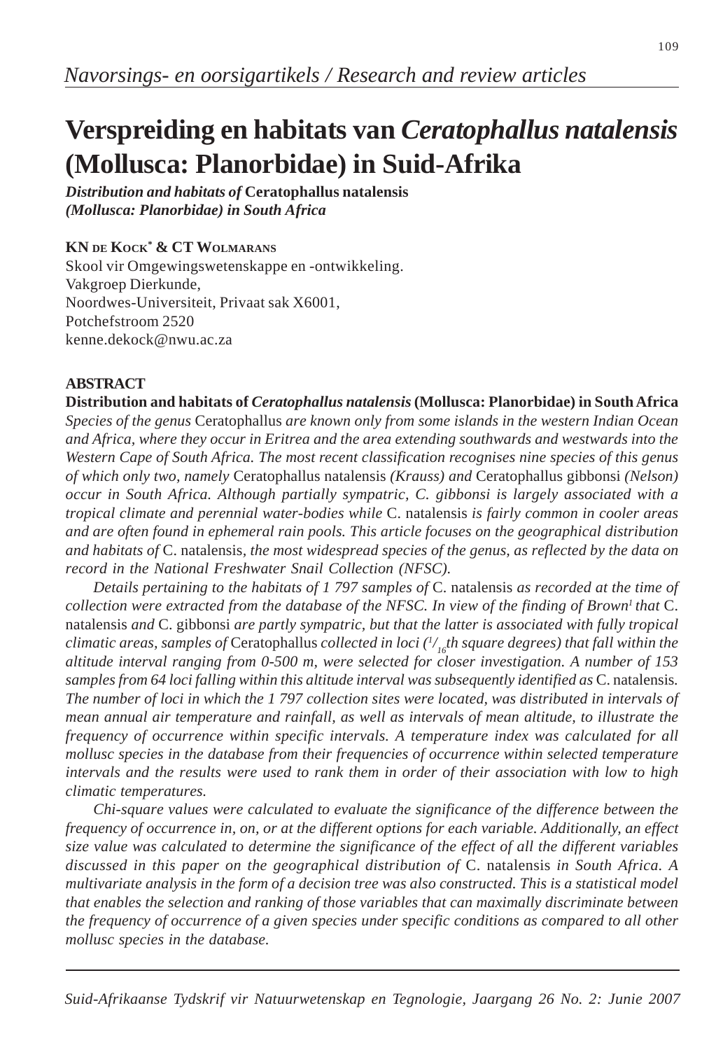*Navorsings- en oorsigartikels / Research and review articles*

# Verspreiding en habitats van *Ceratophallus natalensis* (Mollusca: Planorbidae) in Suid-Afrika

***Distribution and habitats of* Ceratophallus natalensis *(Mollusca: Planorbidae) in South Africa***

**KN DE KOCK* & CT WOLMARANS**

Skool vir Omgewingswetenskappe en -ontwikkeling.
Vakgroep Dierkunde,
Noordwes-Universiteit, Privaat sak X6001,
Potchefstroom 2520
kenne.dekock@nwu.ac.za

## ABSTRACT

**Distribution and habitats of *Ceratophallus natalensis* (Mollusca: Planorbidae) in South Africa**

*Species of the genus* Ceratophallus *are known only from some islands in the western Indian Ocean and Africa, where they occur in Eritrea and the area extending southwards and westwards into the Western Cape of South Africa. The most recent classification recognises nine species of this genus of which only two, namely* Ceratophallus natalensis *(Krauss) and* Ceratophallus gibbonsi *(Nelson) occur in South Africa. Although partially sympatric, C. gibbonsi is largely associated with a tropical climate and perennial water-bodies while* C. natalensis *is fairly common in cooler areas and are often found in ephemeral rain pools. This article focuses on the geographical distribution and habitats of* C. natalensis*, the most widespread species of the genus, as reflected by the data on record in the National Freshwater Snail Collection (NFSC).*

*Details pertaining to the habitats of 1 797 samples of* C. natalensis *as recorded at the time of collection were extracted from the database of the NFSC. In view of the finding of Brown[1] that* C. natalensis *and* C. gibbonsi *are partly sympatric, but that the latter is associated with fully tropical climatic areas, samples of* Ceratophallus *collected in loci ($^{1}/_{16}$th square degrees) that fall within the altitude interval ranging from 0-500 m, were selected for closer investigation. A number of 153 samples from 64 loci falling within this altitude interval was subsequently identified as* C. natalensis*. The number of loci in which the 1 797 collection sites were located, was distributed in intervals of mean annual air temperature and rainfall, as well as intervals of mean altitude, to illustrate the frequency of occurrence within specific intervals. A temperature index was calculated for all mollusc species in the database from their frequencies of occurrence within selected temperature intervals and the results were used to rank them in order of their association with low to high climatic temperatures.*

*Chi-square values were calculated to evaluate the significance of the difference between the frequency of occurrence in, on, or at the different options for each variable. Additionally, an effect size value was calculated to determine the significance of the effect of all the different variables discussed in this paper on the geographical distribution of* C. natalensis *in South Africa. A multivariate analysis in the form of a decision tree was also constructed. This is a statistical model that enables the selection and ranking of those variables that can maximally discriminate between the frequency of occurrence of a given species under specific conditions as compared to all other mollusc species in the database.*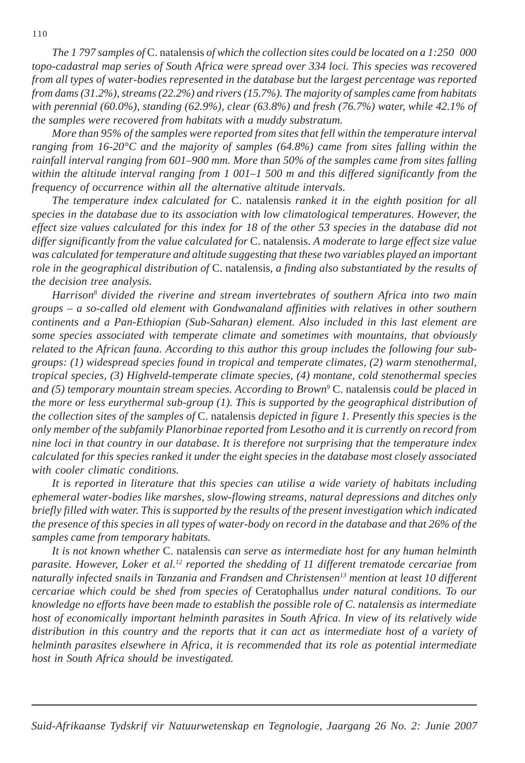*The 1 797 samples of* C. natalensis *of which the collection sites could be located on a 1:250 000 topo-cadastral map series of South Africa were spread over 334 loci. This species was recovered from all types of water-bodies represented in the database but the largest percentage was reported from dams (31.2%), streams (22.2%) and rivers (15.7%). The majority of samples came from habitats with perennial (60.0%), standing (62.9%), clear (63.8%) and fresh (76.7%) water, while 42.1% of the samples were recovered from habitats with a muddy substratum.*

*More than 95% of the samples were reported from sites that fell within the temperature interval ranging from 16-20°C and the majority of samples (64.8%) came from sites falling within the rainfall interval ranging from 601–900 mm. More than 50% of the samples came from sites falling within the altitude interval ranging from 1 001–1 500 m and this differed significantly from the frequency of occurrence within all the alternative altitude intervals.*

*The temperature index calculated for* C. natalensis *ranked it in the eighth position for all species in the database due to its association with low climatological temperatures. However, the effect size values calculated for this index for 18 of the other 53 species in the database did not differ significantly from the value calculated for* C. natalensis. *A moderate to large effect size value was calculated for temperature and altitude suggesting that these two variables played an important role in the geographical distribution of* C. natalensis, *a finding also substantiated by the results of the decision tree analysis.*

*Harrison[8] divided the riverine and stream invertebrates of southern Africa into two main groups – a so-called old element with Gondwanaland affinities with relatives in other southern continents and a Pan-Ethiopian (Sub-Saharan) element. Also included in this last element are some species associated with temperate climate and sometimes with mountains, that obviously related to the African fauna. According to this author this group includes the following four sub-groups: (1) widespread species found in tropical and temperate climates, (2) warm stenothermal, tropical species, (3) Highveld-temperate climate species, (4) montane, cold stenothermal species and (5) temporary mountain stream species. According to Brown[9]* C. natalensis *could be placed in the more or less eurythermal sub-group (1). This is supported by the geographical distribution of the collection sites of the samples of* C. natalensis *depicted in figure 1. Presently this species is the only member of the subfamily Planorbinae reported from Lesotho and it is currently on record from nine loci in that country in our database. It is therefore not surprising that the temperature index calculated for this species ranked it under the eight species in the database most closely associated with cooler climatic conditions.*

*It is reported in literature that this species can utilise a wide variety of habitats including ephemeral water-bodies like marshes, slow-flowing streams, natural depressions and ditches only briefly filled with water. This is supported by the results of the present investigation which indicated the presence of this species in all types of water-body on record in the database and that 26% of the samples came from temporary habitats.*

*It is not known whether* C. natalensis *can serve as intermediate host for any human helminth parasite. However, Loker et al.[12] reported the shedding of 11 different trematode cercariae from naturally infected snails in Tanzania and Frandsen and Christensen[13] mention at least 10 different cercariae which could be shed from species of* Ceratophallus *under natural conditions. To our knowledge no efforts have been made to establish the possible role of C. natalensis as intermediate host of economically important helminth parasites in South Africa. In view of its relatively wide distribution in this country and the reports that it can act as intermediate host of a variety of helminth parasites elsewhere in Africa, it is recommended that its role as potential intermediate host in South Africa should be investigated.*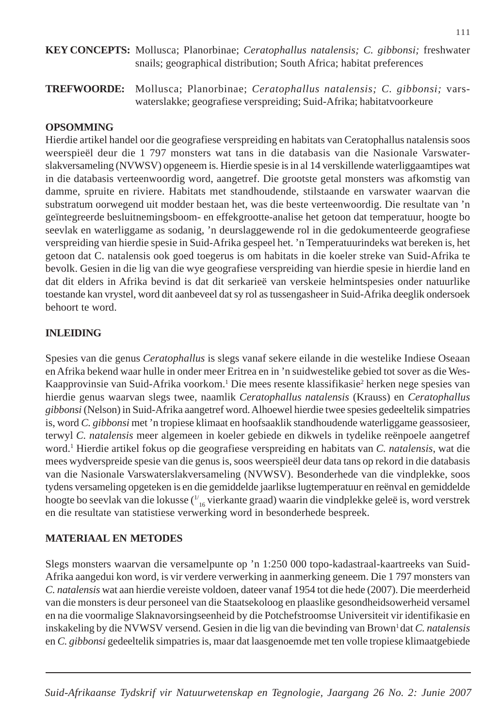**KEY CONCEPTS:** Mollusca; Planorbinae; *Ceratophallus natalensis; C. gibbonsi;* freshwater snails; geographical distribution; South Africa; habitat preferences

**TREFWOORDE:** Mollusca; Planorbinae; *Ceratophallus natalensis; C. gibbonsi;* varswaterslakke; geografiese verspreiding; Suid-Afrika; habitatvoorkeure

## OPSOMMING

Hierdie artikel handel oor die geografiese verspreiding en habitats van Ceratophallus natalensis soos weerspieël deur die 1 797 monsters wat tans in die databasis van die Nasionale Varswaterslakversameling (NVWSV) opgeneem is. Hierdie spesie is in al 14 verskillende waterliggaamtipes wat in die databasis verteenwoordig word, aangetref. Die grootste getal monsters was afkomstig van damme, spruite en riviere. Habitats met standhoudende, stilstaande en varswater waarvan die substratum oorwegend uit modder bestaan het, was die beste verteenwoordig. Die resultate van 'n geïntegreerde besluitnemingsboom- en effekgrootte-analise het getoon dat temperatuur, hoogte bo seevlak en waterliggame as sodanig, 'n deurslaggewende rol in die gedokumenteerde geografiese verspreiding van hierdie spesie in Suid-Afrika gespeel het. 'n Temperatuurindeks wat bereken is, het getoon dat C. natalensis ook goed toegerus is om habitats in die koeler streke van Suid-Afrika te bevolk. Gesien in die lig van die wye geografiese verspreiding van hierdie spesie in hierdie land en dat dit elders in Afrika bevind is dat dit serkarieë van verskeie helmintspesies onder natuurlike toestande kan vrystel, word dit aanbeveel dat sy rol as tussengasheer in Suid-Afrika deeglik ondersoek behoort te word.

## INLEIDING

Spesies van die genus *Ceratophallus* is slegs vanaf sekere eilande in die westelike Indiese Oseaan en Afrika bekend waar hulle in onder meer Eritrea en in 'n suidwestelike gebied tot sover as die Wes-Kaapprovinsie van Suid-Afrika voorkom.[1] Die mees resente klassifikasie[2] herken nege spesies van hierdie genus waarvan slegs twee, naamlik *Ceratophallus natalensis* (Krauss) en *Ceratophallus gibbonsi* (Nelson) in Suid-Afrika aangetref word. Alhoewel hierdie twee spesies gedeeltelik simpatries is, word *C. gibbonsi* met 'n tropiese klimaat en hoofsaaklik standhoudende waterliggame geassosieer, terwyl *C. natalensis* meer algemeen in koeler gebiede en dikwels in tydelike reënpoele aangetref word.[1] Hierdie artikel fokus op die geografiese verspreiding en habitats van *C. natalensis*, wat die mees wydverspreide spesie van die genus is, soos weerspieël deur data tans op rekord in die databasis van die Nasionale Varswaterslakversameling (NVWSV). Besonderhede van die vindplekke, soos tydens versameling opgeteken is en die gemiddelde jaarlikse lugtemperatuur en reënval en gemiddelde hoogte bo seevlak van die lokusse ($^{1}/_{16}$ vierkante graad) waarin die vindplekke geleë is, word verstrek en die resultate van statistiese verwerking word in besonderhede bespreek.

## MATERIAAL EN METODES

Slegs monsters waarvan die versamelpunte op 'n 1:250 000 topo-kadastraal-kaartreeks van Suid-Afrika aangedui kon word, is vir verdere verwerking in aanmerking geneem. Die 1 797 monsters van *C. natalensis* wat aan hierdie vereiste voldoen, dateer vanaf 1954 tot die hede (2007). Die meerderheid van die monsters is deur personeel van die Staatsekoloog en plaaslike gesondheidsowerheid versamel en na die voormalige Slaknavorsingseenheid by die Potchefstroomse Universiteit vir identifikasie en inskakeling by die NVWSV versend. Gesien in die lig van die bevinding van Brown[1] dat *C. natalensis* en *C. gibbonsi* gedeeltelik simpatries is, maar dat laasgenoemde met ten volle tropiese klimaatgebiede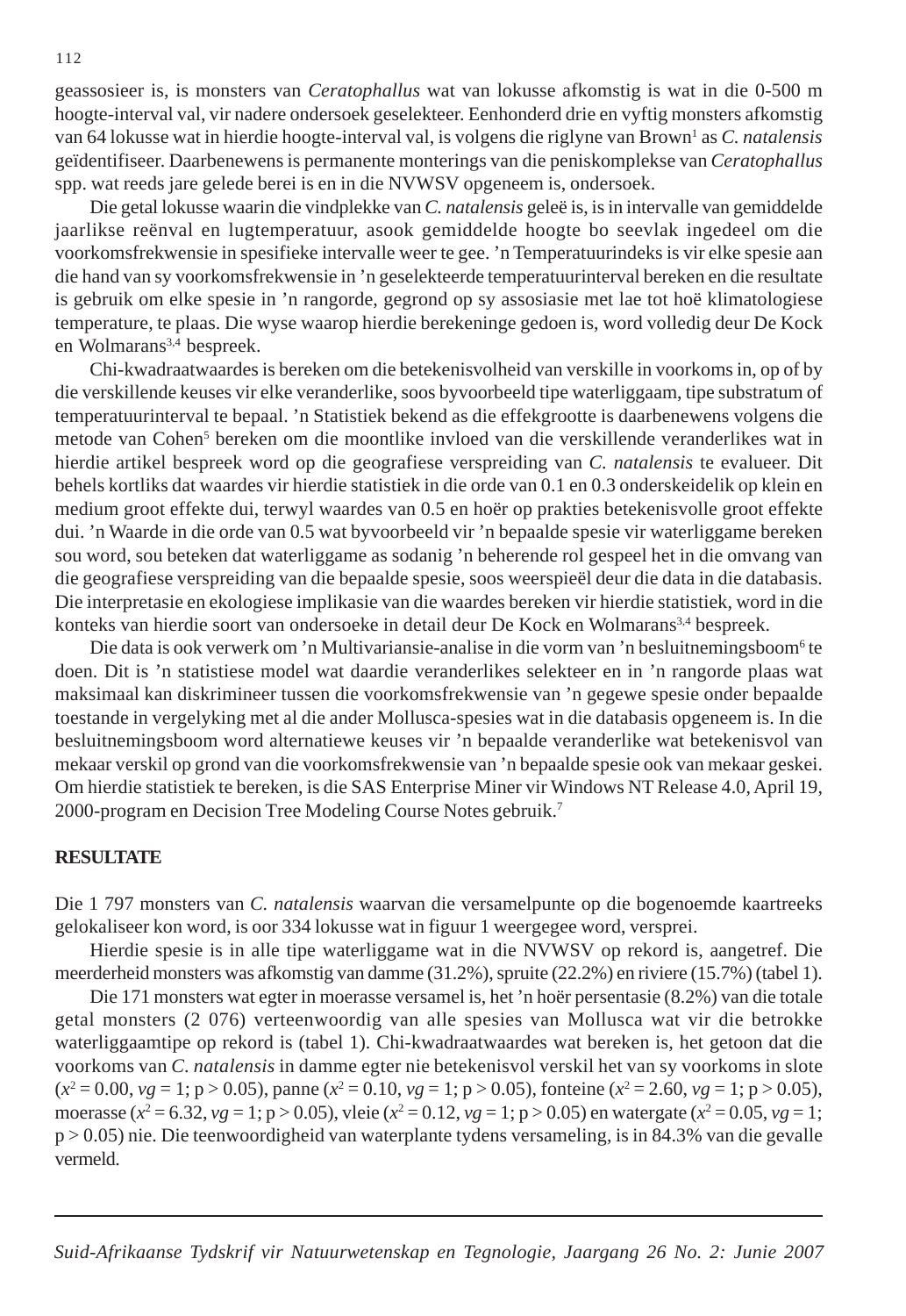geassosieer is, is monsters van *Ceratophallus* wat van lokusse afkomstig is wat in die 0-500 m hoogte-interval val, vir nadere ondersoek geselekteer. Eenhonderd drie en vyftig monsters afkomstig van 64 lokusse wat in hierdie hoogte-interval val, is volgens die riglyne van Brown[1] as *C. natalensis* geïdentifiseer. Daarbenewens is permanente monterings van die peniskomplekse van *Ceratophallus* spp. wat reeds jare gelede berei is en in die NVWSV opgeneem is, ondersoek.

Die getal lokusse waarin die vindplekke van *C. natalensis* geleë is, is in intervalle van gemiddelde jaarlikse reënval en lugtemperatuur, asook gemiddelde hoogte bo seevlak ingedeel om die voorkomsfrekwensie in spesifieke intervalle weer te gee. 'n Temperatuurindeks is vir elke spesie aan die hand van sy voorkomsfrekwensie in 'n geselekteerde temperatuurinterval bereken en die resultate is gebruik om elke spesie in 'n rangorde, gegrond op sy assosiasie met lae tot hoë klimatologiese temperature, te plaas. Die wyse waarop hierdie berekeninge gedoen is, word volledig deur De Kock en Wolmarans[3,4] bespreek.

Chi-kwadraatwaardes is bereken om die betekenisvolheid van verskille in voorkoms in, op of by die verskillende keuses vir elke veranderlike, soos byvoorbeeld tipe waterliggaam, tipe substratum of temperatuurinterval te bepaal. 'n Statistiek bekend as die effekgrootte is daarbenewens volgens die metode van Cohen[5] bereken om die moontlike invloed van die verskillende veranderlikes wat in hierdie artikel bespreek word op die geografiese verspreiding van *C. natalensis* te evalueer. Dit behels kortliks dat waardes vir hierdie statistiek in die orde van 0.1 en 0.3 onderskeidelik op klein en medium groot effekte dui, terwyl waardes van 0.5 en hoër op prakties betekenisvolle groot effekte dui. 'n Waarde in die orde van 0.5 wat byvoorbeeld vir 'n bepaalde spesie vir waterliggame bereken sou word, sou beteken dat waterliggame as sodanig 'n beherende rol gespeel het in die omvang van die geografiese verspreiding van die bepaalde spesie, soos weerspieël deur die data in die databasis. Die interpretasie en ekologiese implikasie van die waardes bereken vir hierdie statistiek, word in die konteks van hierdie soort van ondersoeke in detail deur De Kock en Wolmarans[3,4] bespreek.

Die data is ook verwerk om 'n Multivariansie-analise in die vorm van 'n besluitnemingsboom[6] te doen. Dit is 'n statistiese model wat daardie veranderlikes selekteer en in 'n rangorde plaas wat maksimaal kan diskrimineer tussen die voorkomsfrekwensie van 'n gegewe spesie onder bepaalde toestande in vergelyking met al die ander Mollusca-spesies wat in die databasis opgeneem is. In die besluitnemingsboom word alternatiewe keuses vir 'n bepaalde veranderlike wat betekenisvol van mekaar verskil op grond van die voorkomsfrekwensie van 'n bepaalde spesie ook van mekaar geskei. Om hierdie statistiek te bereken, is die SAS Enterprise Miner vir Windows NT Release 4.0, April 19, 2000-program en Decision Tree Modeling Course Notes gebruik.[7]

## RESULTATE

Die 1 797 monsters van *C. natalensis* waarvan die versamelpunte op die bogenoemde kaartreeks gelokaliseer kon word, is oor 334 lokusse wat in figuur 1 weergegee word, versprei.

Hierdie spesie is in alle tipe waterliggame wat in die NVWSV op rekord is, aangetref. Die meerderheid monsters was afkomstig van damme (31.2%), spruite (22.2%) en riviere (15.7%) (tabel 1).

Die 171 monsters wat egter in moerasse versamel is, het 'n hoër persentasie (8.2%) van die totale getal monsters (2 076) verteenwoordig van alle spesies van Mollusca wat vir die betrokke waterliggaamtipe op rekord is (tabel 1). Chi-kwadraatwaardes wat bereken is, het getoon dat die voorkoms van *C. natalensis* in damme egter nie betekenisvol verskil het van sy voorkoms in slote ($x^2 = 0.00$, $vg = 1$; $p > 0.05$), panne ($x^2 = 0.10$, $vg = 1$; $p > 0.05$), fonteine ($x^2 = 2.60$, $vg = 1$; $p > 0.05$), moerasse ($x^2 = 6.32$, $vg = 1$; $p > 0.05$), vleie ($x^2 = 0.12$, $vg = 1$; $p > 0.05$) en watergate ($x^2 = 0.05$, $vg = 1$; $p > 0.05$) nie. Die teenwoordigheid van waterplante tydens versameling, is in 84.3% van die gevalle vermeld.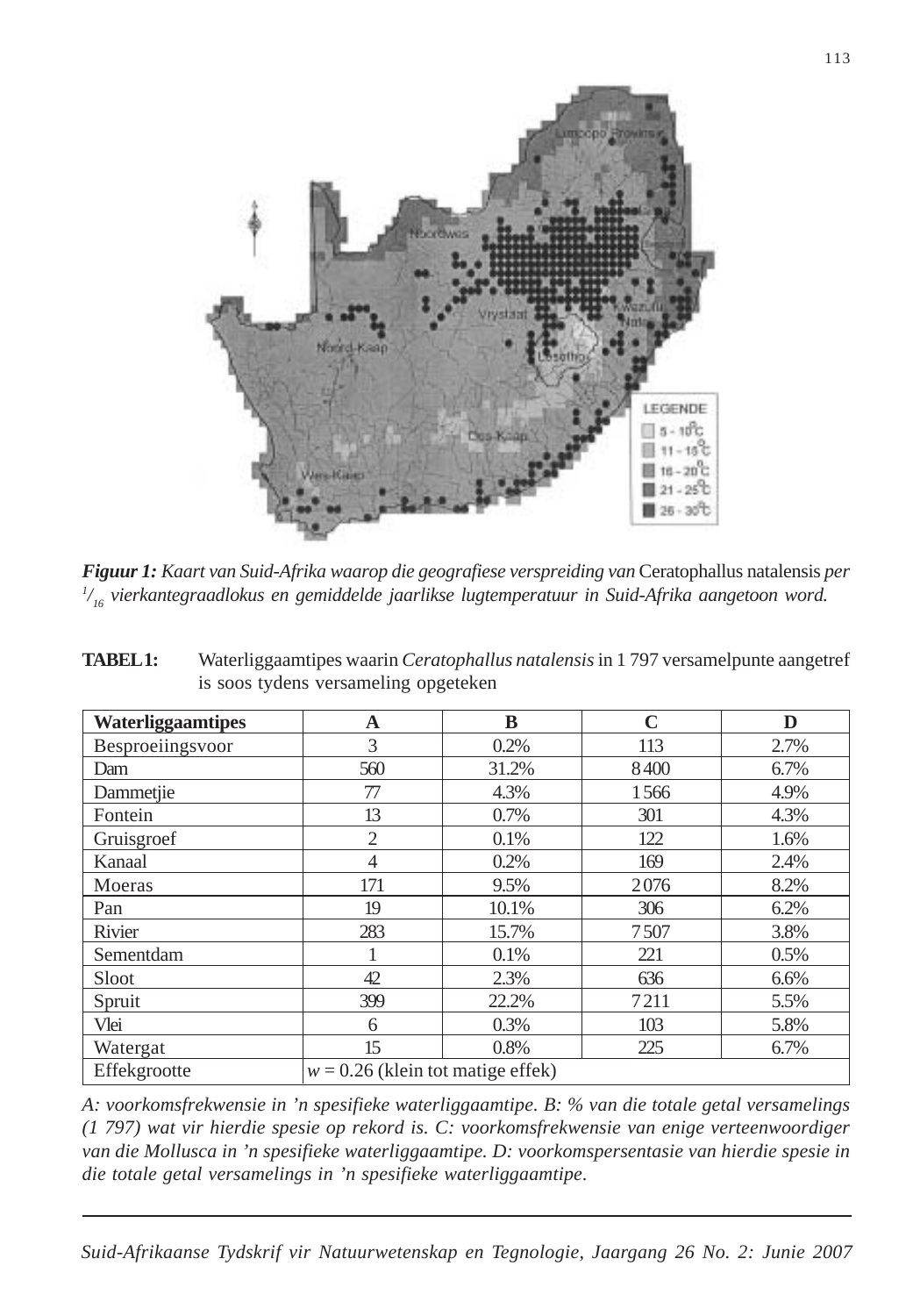***Figuur 1:*** *Kaart van Suid-Afrika waarop die geografiese verspreiding van* Ceratophallus natalensis *per* $^{1}/_{16}$ *vierkantegraadlokus en gemiddelde jaarlikse lugtemperatuur in Suid-Afrika aangetoon word.*

**TABEL 1:** Waterliggaamtipes waarin *Ceratophallus natalensis* in 1 797 versamelpunte aangetref is soos tydens versameling opgeteken

| Waterliggaamtipes | A | B | C | D |
|---|---|---|---|---|
| Besproeiingsvoor | 3 | 0.2% | 113 | 2.7% |
| Dam | 560 | 31.2% | 8 400 | 6.7% |
| Dammetjie | 77 | 4.3% | 1 566 | 4.9% |
| Fontein | 13 | 0.7% | 301 | 4.3% |
| Gruisgroef | 2 | 0.1% | 122 | 1.6% |
| Kanaal | 4 | 0.2% | 169 | 2.4% |
| Moeras | 171 | 9.5% | 2 076 | 8.2% |
| Pan | 19 | 10.1% | 306 | 6.2% |
| Rivier | 283 | 15.7% | 7 507 | 3.8% |
| Sementdam | 1 | 0.1% | 221 | 0.5% |
| Sloot | 42 | 2.3% | 636 | 6.6% |
| Spruit | 399 | 22.2% | 7 211 | 5.5% |
| Vlei | 6 | 0.3% | 103 | 5.8% |
| Watergat | 15 | 0.8% | 225 | 6.7% |
| Effekgrootte | $w$ = 0.26 (klein tot matige effek) | | | |

*A: voorkomsfrekwensie in 'n spesifieke waterliggaamtipe. B: % van die totale getal versamelings (1 797) wat vir hierdie spesie op rekord is. C: voorkomsfrekwensie van enige verteenwoordiger van die Mollusca in 'n spesifieke waterliggaamtipe. D: voorkomspersentasie van hierdie spesie in die totale getal versamelings in 'n spesifieke waterliggaamtipe.*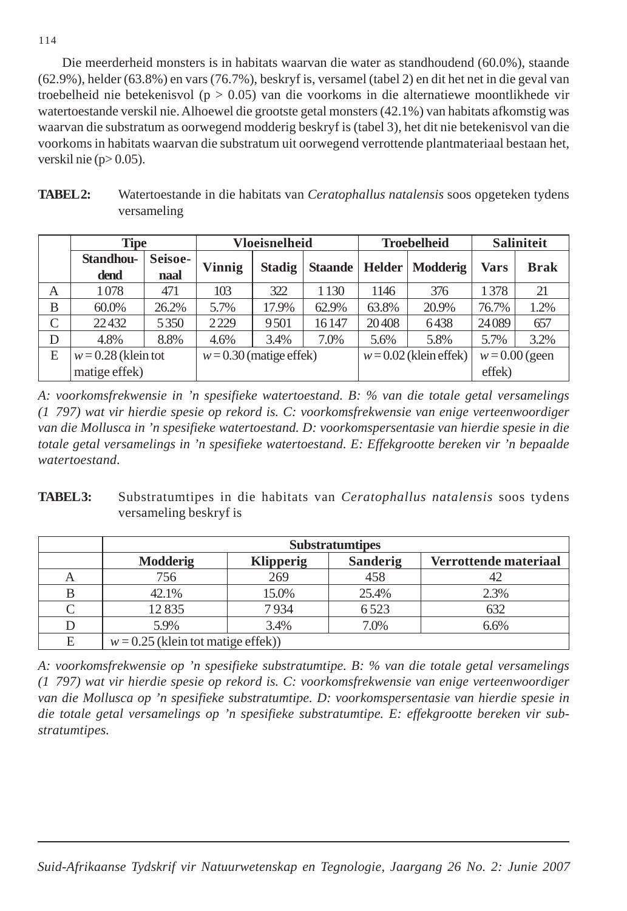Die meerderheid monsters is in habitats waarvan die water as standhoudend (60.0%), staande (62.9%), helder (63.8%) en vars (76.7%), beskryf is, versamel (tabel 2) en dit het net in die geval van troebelheid nie betekenisvol ($p > 0.05$) van die voorkoms in die alternatiewe moontlikhede vir watertoestande verskil nie. Alhoewel die grootste getal monsters (42.1%) van habitats afkomstig was waarvan die substratum as oorwegend modderig beskryf is (tabel 3), het dit nie betekenisvol van die voorkoms in habitats waarvan die substratum uit oorwegend verrottende plantmateriaal bestaan het, verskil nie ($p > 0.05$).

**TABEL 2:** Watertoestande in die habitats van *Ceratophallus natalensis* soos opgeteken tydens versameling

| | Tipe | | Vloeisnelheid | | | Troebelheid | | Saliniteit | |
|---|---|---|---|---|---|---|---|---|---|
| | Standhoudend | Seisoenaal | Vinnig | Stadig | Staande | Helder | Modderig | Vars | Brak |
| A | 1 078 | 471 | 103 | 322 | 1 130 | 1146 | 376 | 1 378 | 21 |
| B | 60.0% | 26.2% | 5.7% | 17.9% | 62.9% | 63.8% | 20.9% | 76.7% | 1.2% |
| C | 22 432 | 5 350 | 2 229 | 9 501 | 16 147 | 20 408 | 6 438 | 24 089 | 657 |
| D | 4.8% | 8.8% | 4.6% | 3.4% | 7.0% | 5.6% | 5.8% | 5.7% | 3.2% |
| E | $w = 0.28$ (klein tot matige effek) | | $w = 0.30$ (matige effek) | | | $w = 0.02$ (klein effek) | | $w = 0.00$ (geen effek) | |

*A: voorkomsfrekwensie in 'n spesifieke watertoestand. B: % van die totale getal versamelings (1 797) wat vir hierdie spesie op rekord is. C: voorkomsfrekwensie van enige verteenwoordiger van die Mollusca in 'n spesifieke watertoestand. D: voorkomspersentasie van hierdie spesie in die totale getal versamelings in 'n spesifieke watertoestand. E: Effekgrootte bereken vir 'n bepaalde watertoestand.*

**TABEL 3:** Substratumtipes in die habitats van *Ceratophallus natalensis* soos tydens versameling beskryf is

| | Substratumtipes | | | |
|---|---|---|---|---|
| | Modderig | Klipperig | Sanderig | Verrottende materiaal |
| A | 756 | 269 | 458 | 42 |
| B | 42.1% | 15.0% | 25.4% | 2.3% |
| C | 12 835 | 7 934 | 6 523 | 632 |
| D | 5.9% | 3.4% | 7.0% | 6.6% |
| E | $w = 0.25$ (klein tot matige effek)) | | | |

*A: voorkomsfrekwensie op 'n spesifieke substratumtipe. B: % van die totale getal versamelings (1 797) wat vir hierdie spesie op rekord is. C: voorkomsfrekwensie van enige verteenwoordiger van die Mollusca op 'n spesifieke substratumtipe. D: voorkomspersentasie van hierdie spesie in die totale getal versamelings op 'n spesifieke substratumtipe. E: effekgrootte bereken vir substratumtipes.*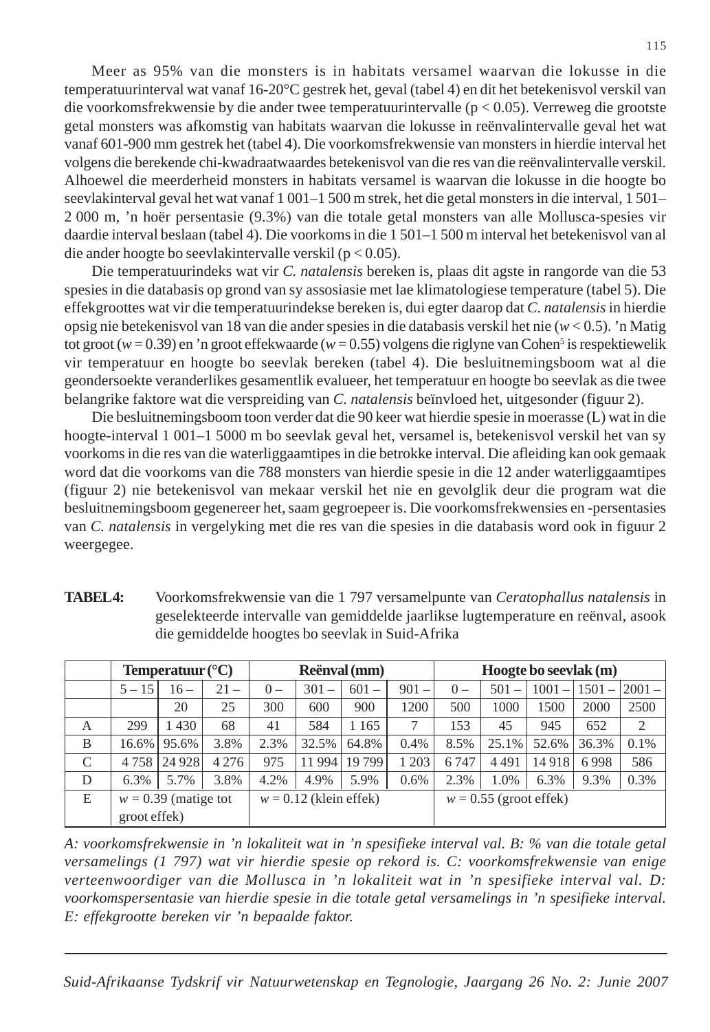Meer as 95% van die monsters is in habitats versamel waarvan die lokusse in die temperatuurinterval wat vanaf 16-20°C gestrek het, geval (tabel 4) en dit het betekenisvol verskil van die voorkomsfrekwensie by die ander twee temperatuurintervalle ($p < 0.05$). Verreweg die grootste getal monsters was afkomstig van habitats waarvan die lokusse in reënvalintervalle geval het wat vanaf 601-900 mm gestrek het (tabel 4). Die voorkomsfrekwensie van monsters in hierdie interval het volgens die berekende chi-kwadraatwaardes betekenisvol van die res van die reënvalintervalle verskil. Alhoewel die meerderheid monsters in habitats versamel is waarvan die lokusse in die hoogte bo seevlakinterval geval het wat vanaf 1 001–1 500 m strek, het die getal monsters in die interval, 1 501–2 000 m, 'n hoër persentasie (9.3%) van die totale getal monsters van alle Mollusca-spesies vir daardie interval beslaan (tabel 4). Die voorkoms in die 1 501–1 500 m interval het betekenisvol van al die ander hoogte bo seevlakintervalle verskil ($p < 0.05$).

Die temperatuurindeks wat vir *C. natalensis* bereken is, plaas dit agste in rangorde van die 53 spesies in die databasis op grond van sy assosiasie met lae klimatologiese temperature (tabel 5). Die effekgroottes wat vir die temperatuurindekse bereken is, dui egter daarop dat *C. natalensis* in hierdie opsig nie betekenisvol van 18 van die ander spesies in die databasis verskil het nie ($w < 0.5$). 'n Matig tot groot ($w = 0.39$) en 'n groot effekwaarde ($w = 0.55$) volgens die riglyne van Cohen[5] is respektiewelik vir temperatuur en hoogte bo seevlak bereken (tabel 4). Die besluitnemingsboom wat al die geondersoekte veranderlikes gesamentlik evalueer, het temperatuur en hoogte bo seevlak as die twee belangrike faktore wat die verspreiding van *C. natalensis* beïnvloed het, uitgesonder (figuur 2).

Die besluitnemingsboom toon verder dat die 90 keer wat hierdie spesie in moerasse (L) wat in die hoogte-interval 1 001–1 5000 m bo seevlak geval het, versamel is, betekenisvol verskil het van sy voorkoms in die res van die waterliggaamtipes in die betrokke interval. Die afleiding kan ook gemaak word dat die voorkoms van die 788 monsters van hierdie spesie in die 12 ander waterliggaamtipes (figuur 2) nie betekenisvol van mekaar verskil het nie en gevolglik deur die program wat die besluitnemingsboom gegenereer het, saam gegroepeer is. Die voorkomsfrekwensies en -persentasies van *C. natalensis* in vergelyking met die res van die spesies in die databasis word ook in figuur 2 weergegee.

**TABEL 4:** Voorkomsfrekwensie van die 1 797 versamelpunte van *Ceratophallus natalensis* in geselekteerde intervalle van gemiddelde jaarlikse lugtemperature en reënval, asook die gemiddelde hoogtes bo seevlak in Suid-Afrika

| | Temperatuur (°C) | | | Reënval (mm) | | | | Hoogte bo seevlak (m) | | | | |
|---|---|---|---|---|---|---|---|---|---|---|---|---|
| | 5 – 15 | 16 – 20 | 21 – 25 | 0 – 300 | 301 – 600 | 601 – 900 | 901 – 1200 | 0 – 500 | 501 – 1000 | 1001 – 1500 | 1501 – 2000 | 2001 – 2500 |
| A | 299 | 1 430 | 68 | 41 | 584 | 1 165 | 7 | 153 | 45 | 945 | 652 | 2 |
| B | 16.6% | 95.6% | 3.8% | 2.3% | 32.5% | 64.8% | 0.4% | 8.5% | 25.1% | 52.6% | 36.3% | 0.1% |
| C | 4 758 | 24 928 | 4 276 | 975 | 11 994 | 19 799 | 1 203 | 6 747 | 4 491 | 14 918 | 6 998 | 586 |
| D | 6.3% | 5.7% | 3.8% | 4.2% | 4.9% | 5.9% | 0.6% | 2.3% | 1.0% | 6.3% | 9.3% | 0.3% |
| E | $w = 0.39$ (matige tot groot effek) | | | $w = 0.12$ (klein effek) | | | | $w = 0.55$ (groot effek) | | | | |

*A: voorkomsfrekwensie in 'n lokaliteit wat in 'n spesifieke interval val. B: % van die totale getal versamelings (1 797) wat vir hierdie spesie op rekord is. C: voorkomsfrekwensie van enige verteenwoordiger van die Mollusca in 'n lokaliteit wat in 'n spesifieke interval val. D: voorkomspersentasie van hierdie spesie in die totale getal versamelings in 'n spesifieke interval. E: effekgrootte bereken vir 'n bepaalde faktor.*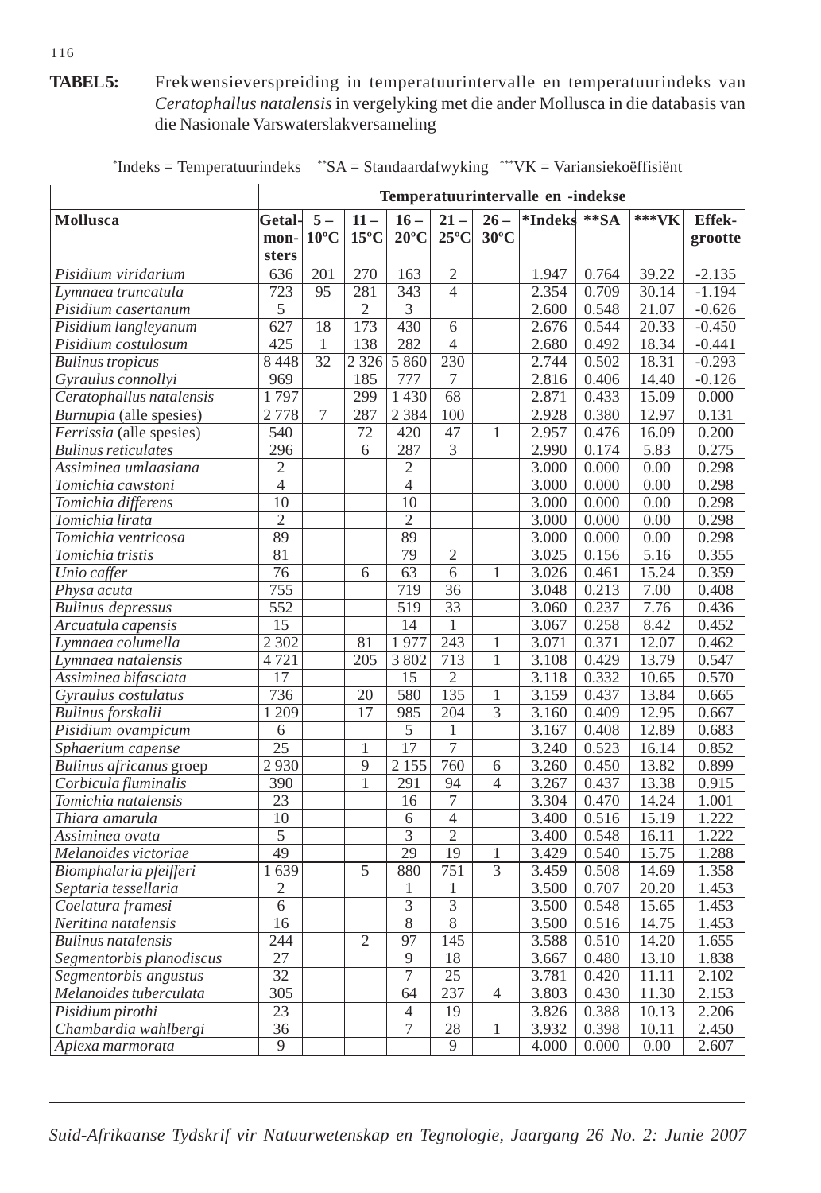**TABEL 5:** Frekwensieverspreiding in temperatuurintervalle en temperatuurindeks van *Ceratophallus natalensis* in vergelyking met die ander Mollusca in die databasis van die Nasionale Varswaterslakversameling

\*Indeks = Temperatuurindeks  \*\*SA = Standaardafwyking  \*\*\*VK = Variansiekoëffisiënt

| | Temperatuurintervalle en -indekse | | | | | | | | | |
|---|---|---|---|---|---|---|---|---|---|---|
| **Mollusca** | **Getal-monsters** | **5 – 10ºC** | **11 – 15ºC** | **16 – 20ºC** | **21 – 25ºC** | **26 – 30ºC** | **\*Indeks** | **\*\*SA** | **\*\*\*VK** | **Effek-grootte** |
| *Pisidium viridarium* | 636 | 201 | 270 | 163 | 2 | | 1.947 | 0.764 | 39.22 | -2.135 |
| *Lymnaea truncatula* | 723 | 95 | 281 | 343 | 4 | | 2.354 | 0.709 | 30.14 | -1.194 |
| *Pisidium casertanum* | 5 | | 2 | 3 | | | 2.600 | 0.548 | 21.07 | -0.626 |
| *Pisidium langleyanum* | 627 | 18 | 173 | 430 | 6 | | 2.676 | 0.544 | 20.33 | -0.450 |
| *Pisidium costulosum* | 425 | 1 | 138 | 282 | 4 | | 2.680 | 0.492 | 18.34 | -0.441 |
| *Bulinus tropicus* | 8 448 | 32 | 2 326 | 5 860 | 230 | | 2.744 | 0.502 | 18.31 | -0.293 |
| *Gyraulus connollyi* | 969 | | 185 | 777 | 7 | | 2.816 | 0.406 | 14.40 | -0.126 |
| *Ceratophallus natalensis* | 1 797 | | 299 | 1 430 | 68 | | 2.871 | 0.433 | 15.09 | 0.000 |
| *Burnupia* (alle spesies) | 2 778 | 7 | 287 | 2 384 | 100 | | 2.928 | 0.380 | 12.97 | 0.131 |
| *Ferrissia* (alle spesies) | 540 | | 72 | 420 | 47 | 1 | 2.957 | 0.476 | 16.09 | 0.200 |
| *Bulinus reticulates* | 296 | | 6 | 287 | 3 | | 2.990 | 0.174 | 5.83 | 0.275 |
| *Assiminea umlaasiana* | 2 | | | 2 | | | 3.000 | 0.000 | 0.00 | 0.298 |
| *Tomichia cawstoni* | 4 | | | 4 | | | 3.000 | 0.000 | 0.00 | 0.298 |
| *Tomichia differens* | 10 | | | 10 | | | 3.000 | 0.000 | 0.00 | 0.298 |
| *Tomichia lirata* | 2 | | | 2 | | | 3.000 | 0.000 | 0.00 | 0.298 |
| *Tomichia ventricosa* | 89 | | | 89 | | | 3.000 | 0.000 | 0.00 | 0.298 |
| *Tomichia tristis* | 81 | | | 79 | 2 | | 3.025 | 0.156 | 5.16 | 0.355 |
| *Unio caffer* | 76 | | 6 | 63 | 6 | 1 | 3.026 | 0.461 | 15.24 | 0.359 |
| *Physa acuta* | 755 | | | 719 | 36 | | 3.048 | 0.213 | 7.00 | 0.408 |
| *Bulinus depressus* | 552 | | | 519 | 33 | | 3.060 | 0.237 | 7.76 | 0.436 |
| *Arcuatula capensis* | 15 | | | 14 | 1 | | 3.067 | 0.258 | 8.42 | 0.452 |
| *Lymnaea columella* | 2 302 | | 81 | 1 977 | 243 | 1 | 3.071 | 0.371 | 12.07 | 0.462 |
| *Lymnaea natalensis* | 4 721 | | 205 | 3 802 | 713 | 1 | 3.108 | 0.429 | 13.79 | 0.547 |
| *Assiminea bifasciata* | 17 | | | 15 | 2 | | 3.118 | 0.332 | 10.65 | 0.570 |
| *Gyraulus costulatus* | 736 | | 20 | 580 | 135 | 1 | 3.159 | 0.437 | 13.84 | 0.665 |
| *Bulinus forskalii* | 1 209 | | 17 | 985 | 204 | 3 | 3.160 | 0.409 | 12.95 | 0.667 |
| *Pisidium ovampicum* | 6 | | | 5 | 1 | | 3.167 | 0.408 | 12.89 | 0.683 |
| *Sphaerium capense* | 25 | | 1 | 17 | 7 | | 3.240 | 0.523 | 16.14 | 0.852 |
| *Bulinus africanus* groep | 2 930 | | 9 | 2 155 | 760 | 6 | 3.260 | 0.450 | 13.82 | 0.899 |
| *Corbicula fluminalis* | 390 | | 1 | 291 | 94 | 4 | 3.267 | 0.437 | 13.38 | 0.915 |
| *Tomichia natalensis* | 23 | | | 16 | 7 | | 3.304 | 0.470 | 14.24 | 1.001 |
| *Thiara amarula* | 10 | | | 6 | 4 | | 3.400 | 0.516 | 15.19 | 1.222 |
| *Assiminea ovata* | 5 | | | 3 | 2 | | 3.400 | 0.548 | 16.11 | 1.222 |
| *Melanoides victoriae* | 49 | | | 29 | 19 | 1 | 3.429 | 0.540 | 15.75 | 1.288 |
| *Biomphalaria pfeifferi* | 1 639 | | 5 | 880 | 751 | 3 | 3.459 | 0.508 | 14.69 | 1.358 |
| *Septaria tessellaria* | 2 | | | 1 | 1 | | 3.500 | 0.707 | 20.20 | 1.453 |
| *Coelatura framesi* | 6 | | | 3 | 3 | | 3.500 | 0.548 | 15.65 | 1.453 |
| *Neritina natalensis* | 16 | | | 8 | 8 | | 3.500 | 0.516 | 14.75 | 1.453 |
| *Bulinus natalensis* | 244 | | 2 | 97 | 145 | | 3.588 | 0.510 | 14.20 | 1.655 |
| *Segmentorbis planodiscus* | 27 | | | 9 | 18 | | 3.667 | 0.480 | 13.10 | 1.838 |
| *Segmentorbis angustus* | 32 | | | 7 | 25 | | 3.781 | 0.420 | 11.11 | 2.102 |
| *Melanoides tuberculata* | 305 | | | 64 | 237 | 4 | 3.803 | 0.430 | 11.30 | 2.153 |
| *Pisidium pirothi* | 23 | | | 4 | 19 | | 3.826 | 0.388 | 10.13 | 2.206 |
| *Chambardia wahlbergi* | 36 | | | 7 | 28 | 1 | 3.932 | 0.398 | 10.11 | 2.450 |
| *Aplexa marmorata* | 9 | | | | 9 | | 4.000 | 0.000 | 0.00 | 2.607 |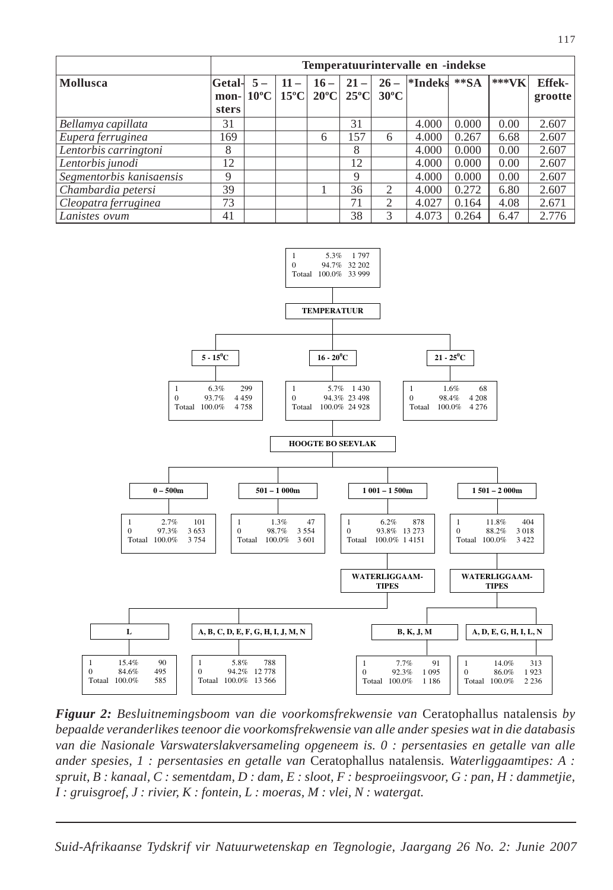| Mollusca | Temperatuurintervalle en -indekse | | | | | | | | | |
|---|---|---|---|---|---|---|---|---|---|---|
| | Getal-monsters | 5 – 10ºC | 11 – 15ºC | 16 – 20ºC | 21 – 25ºC | 26 – 30ºC | *Indeks | **SA | ***VK | Effek-grootte |
| *Bellamya capillata* | 31 | | | | 31 | | 4.000 | 0.000 | 0.00 | 2.607 |
| *Eupera ferruginea* | 169 | | | 6 | 157 | 6 | 4.000 | 0.267 | 6.68 | 2.607 |
| *Lentorbis carringtoni* | 8 | | | | 8 | | 4.000 | 0.000 | 0.00 | 2.607 |
| *Lentorbis junodi* | 12 | | | | 12 | | 4.000 | 0.000 | 0.00 | 2.607 |
| *Segmentorbis kanisaensis* | 9 | | | | 9 | | 4.000 | 0.000 | 0.00 | 2.607 |
| *Chambardia petersi* | 39 | | | 1 | 36 | 2 | 4.000 | 0.272 | 6.80 | 2.607 |
| *Cleopatra ferruginea* | 73 | | | | 71 | 2 | 4.027 | 0.164 | 4.08 | 2.671 |
| *Lanistes ovum* | 41 | | | | 38 | 3 | 4.073 | 0.264 | 6.47 | 2.776 |

- 1: 5.3% 1 797; 0: 94.7% 32 202; Totaal: 100.0% 33 999
- **TEMPERATUUR**
  - **5 - 15°C** — 1: 6.3% 299; 0: 93.7% 4 459; Totaal: 100.0% 4 758
  - **16 - 20°C** — 1: 5.7% 1 430; 0: 94.3% 23 498; Totaal: 100.0% 24 928
    - **HOOGTE BO SEEVLAK**
      - **0 – 500m** — 1: 2.7% 101; 0: 97.3% 3 653; Totaal: 100.0% 3 754
      - **501 – 1 000m** — 1: 1.3% 47; 0: 98.7% 3 554; Totaal: 100.0% 3 601
      - **1 001 – 1 500m** — 1: 6.2% 878; 0: 93.8% 13 273; Totaal: 100.0% 1 4151
        - **WATERLIGGAAM-TIPES**
          - **L** — 1: 15.4% 90; 0: 84.6% 495; Totaal: 100.0% 585
          - **A, B, C, D, E, F, G, H, I, J, M, N** — 1: 5.8% 788; 0: 94.2% 12 778; Totaal: 100.0% 13 566
      - **1 501 – 2 000m** — 1: 11.8% 404; 0: 88.2% 3 018; Totaal: 100.0% 3 422
        - **WATERLIGGAAM-TIPES**
          - **B, K, J, M** — 1: 7.7% 91; 0: 92.3% 1 095; Totaal: 100.0% 1 186
          - **A, D, E, G, H, I, L, N** — 1: 14.0% 313; 0: 86.0% 1 923; Totaal: 100.0% 2 236
  - **21 - 25°C** — 1: 1.6% 68; 0: 98.4% 4 208; Totaal: 100.0% 4 276

***Figuur 2:*** *Besluitnemingsboom van die voorkomsfrekwensie van* Ceratophallus natalensis *by bepaalde veranderlikes teenoor die voorkomsfrekwensie van alle ander spesies wat in die databasis van die Nasionale Varswaterslakversameling opgeneem is. 0 : persentasies en getalle van alle ander spesies, 1 : persentasies en getalle van* Ceratophallus natalensis*. Waterliggaamtipes: A : spruit, B : kanaal, C : sementdam, D : dam, E : sloot, F : besproeiingsvoor, G : pan, H : dammetjie, I : gruisgroef, J : rivier, K : fontein, L : moeras, M : vlei, N : watergat.*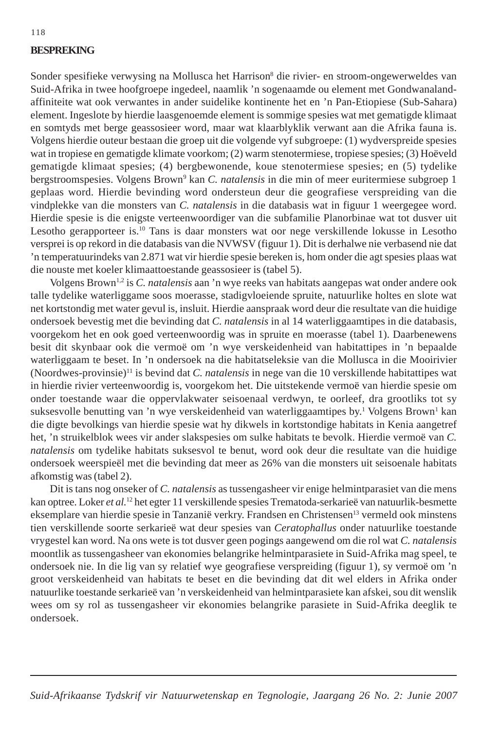## BESPREKING

Sonder spesifieke verwysing na Mollusca het Harrison[8] die rivier- en stroom-ongewerweldes van Suid-Afrika in twee hoofgroepe ingedeel, naamlik 'n sogenaamde ou element met Gondwanaland-affiniteite wat ook verwantes in ander suidelike kontinente het en 'n Pan-Etiopiese (Sub-Sahara) element. Ingeslote by hierdie laasgenoemde element is sommige spesies wat met gematigde klimaat en somtyds met berge geassosieer word, maar wat klaarblyklik verwant aan die Afrika fauna is. Volgens hierdie outeur bestaan die groep uit die volgende vyf subgroepe: (1) wydverspreide spesies wat in tropiese en gematigde klimate voorkom; (2) warm stenotermiese, tropiese spesies; (3) Hoëveld gematigde klimaat spesies; (4) bergbewonende, koue stenotermiese spesies; en (5) tydelike bergstroomspesies. Volgens Brown[9] kan *C. natalensis* in die min of meer euritermiese subgroep 1 geplaas word. Hierdie bevinding word ondersteun deur die geografiese verspreiding van die vindplekke van die monsters van *C. natalensis* in die databasis wat in figuur 1 weergegee word. Hierdie spesie is die enigste verteenwoordiger van die subfamilie Planorbinae wat tot dusver uit Lesotho gerapporteer is.[10] Tans is daar monsters wat oor nege verskillende lokusse in Lesotho versprei is op rekord in die databasis van die NVWSV (figuur 1). Dit is derhalwe nie verbasend nie dat 'n temperatuurindeks van 2.871 wat vir hierdie spesie bereken is, hom onder die agt spesies plaas wat die nouste met koeler klimaattoestande geassosieer is (tabel 5).

Volgens Brown[1,2] is *C. natalensis* aan 'n wye reeks van habitats aangepas wat onder andere ook talle tydelike waterliggame soos moerasse, stadigvloeiende spruite, natuurlike holtes en slote wat net kortstondig met water gevul is, insluit. Hierdie aanspraak word deur die resultate van die huidige ondersoek bevestig met die bevinding dat *C. natalensis* in al 14 waterliggaamtipes in die databasis, voorgekom het en ook goed verteenwoordig was in spruite en moerasse (tabel 1). Daarbenewens besit dit skynbaar ook die vermoë om 'n wye verskeidenheid van habitattipes in 'n bepaalde waterliggaam te beset. In 'n ondersoek na die habitatseleksie van die Mollusca in die Mooirivier (Noordwes-provinsie)[11] is bevind dat *C. natalensis* in nege van die 10 verskillende habitattipes wat in hierdie rivier verteenwoordig is, voorgekom het. Die uitstekende vermoë van hierdie spesie om onder toestande waar die oppervlakwater seisoenaal verdwyn, te oorleef, dra grootliks tot sy suksesvolle benutting van 'n wye verskeidenheid van waterliggaamtipes by.[1] Volgens Brown[1] kan die digte bevolkings van hierdie spesie wat hy dikwels in kortstondige habitats in Kenia aangetref het, 'n struikelblok wees vir ander slakspesies om sulke habitats te bevolk. Hierdie vermoë van *C. natalensis* om tydelike habitats suksesvol te benut, word ook deur die resultate van die huidige ondersoek weerspieël met die bevinding dat meer as 26% van die monsters uit seisoenale habitats afkomstig was (tabel 2).

Dit is tans nog onseker of *C. natalensis* as tussengasheer vir enige helmintparasiet van die mens kan optree. Loker *et al.*[12] het egter 11 verskillende spesies Trematoda-serkarieë van natuurlik-besmette eksemplare van hierdie spesie in Tanzanië verkry. Frandsen en Christensen[13] vermeld ook minstens tien verskillende soorte serkarieë wat deur spesies van *Ceratophallus* onder natuurlike toestande vrygestel kan word. Na ons wete is tot dusver geen pogings aangewend om die rol wat *C. natalensis* moontlik as tussengasheer van ekonomies belangrike helmintparasiete in Suid-Afrika mag speel, te ondersoek nie. In die lig van sy relatief wye geografiese verspreiding (figuur 1), sy vermoë om 'n groot verskeidenheid van habitats te beset en die bevinding dat dit wel elders in Afrika onder natuurlike toestande serkarieë van 'n verskeidenheid van helmintparasiete kan afskei, sou dit wenslik wees om sy rol as tussengasheer vir ekonomies belangrike parasiete in Suid-Afrika deeglik te ondersoek.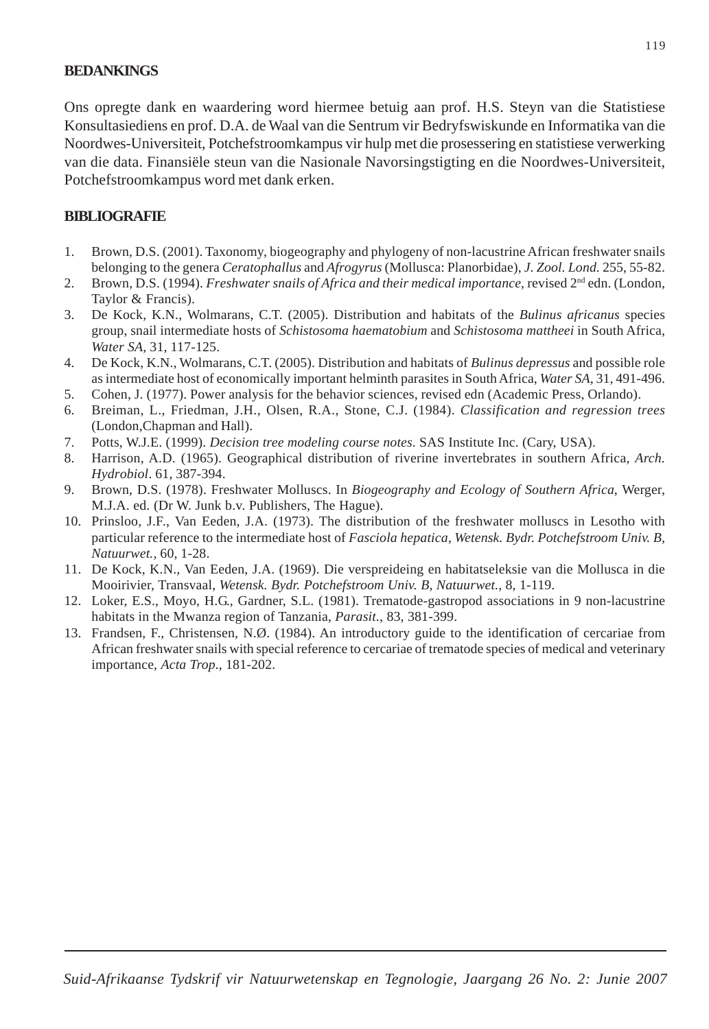## BEDANKINGS

Ons opregte dank en waardering word hiermee betuig aan prof. H.S. Steyn van die Statistiese Konsultasiediens en prof. D.A. de Waal van die Sentrum vir Bedryfswiskunde en Informatika van die Noordwes-Universiteit, Potchefstroomkampus vir hulp met die prosessering en statistiese verwerking van die data. Finansiële steun van die Nasionale Navorsingstigting en die Noordwes-Universiteit, Potchefstroomkampus word met dank erken.

## BIBLIOGRAFIE

1. Brown, D.S. (2001). Taxonomy, biogeography and phylogeny of non-lacustrine African freshwater snails belonging to the genera *Ceratophallus* and *Afrogyrus* (Mollusca: Planorbidae), *J. Zool. Lond.* 255, 55-82.
2. Brown, D.S. (1994). *Freshwater snails of Africa and their medical importance*, revised 2nd edn. (London, Taylor & Francis).
3. De Kock, K.N., Wolmarans, C.T. (2005). Distribution and habitats of the *Bulinus africanus* species group, snail intermediate hosts of *Schistosoma haematobium* and *Schistosoma mattheei* in South Africa, *Water SA*, 31, 117-125.
4. De Kock, K.N., Wolmarans, C.T. (2005). Distribution and habitats of *Bulinus depressus* and possible role as intermediate host of economically important helminth parasites in South Africa, *Water SA*, 31, 491-496.
5. Cohen, J. (1977). Power analysis for the behavior sciences, revised edn (Academic Press, Orlando).
6. Breiman, L., Friedman, J.H., Olsen, R.A., Stone, C.J. (1984). *Classification and regression trees* (London,Chapman and Hall).
7. Potts, W.J.E. (1999). *Decision tree modeling course notes*. SAS Institute Inc. (Cary, USA).
8. Harrison, A.D. (1965). Geographical distribution of riverine invertebrates in southern Africa, *Arch. Hydrobiol*. 61, 387-394.
9. Brown, D.S. (1978). Freshwater Molluscs. In *Biogeography and Ecology of Southern Africa*, Werger, M.J.A. ed. (Dr W. Junk b.v. Publishers, The Hague).
10. Prinsloo, J.F., Van Eeden, J.A. (1973). The distribution of the freshwater molluscs in Lesotho with particular reference to the intermediate host of *Fasciola hepatica*, *Wetensk. Bydr. Potchefstroom Univ. B, Natuurwet.*, 60, 1-28.
11. De Kock, K.N., Van Eeden, J.A. (1969). Die verspreideing en habitatseleksie van die Mollusca in die Mooirivier, Transvaal, *Wetensk. Bydr. Potchefstroom Univ. B, Natuurwet.*, 8, 1-119.
12. Loker, E.S., Moyo, H.G., Gardner, S.L. (1981). Trematode-gastropod associations in 9 non-lacustrine habitats in the Mwanza region of Tanzania, *Parasit.*, 83, 381-399.
13. Frandsen, F., Christensen, N.Ø. (1984). An introductory guide to the identification of cercariae from African freshwater snails with special reference to cercariae of trematode species of medical and veterinary importance, *Acta Trop.*, 181-202.